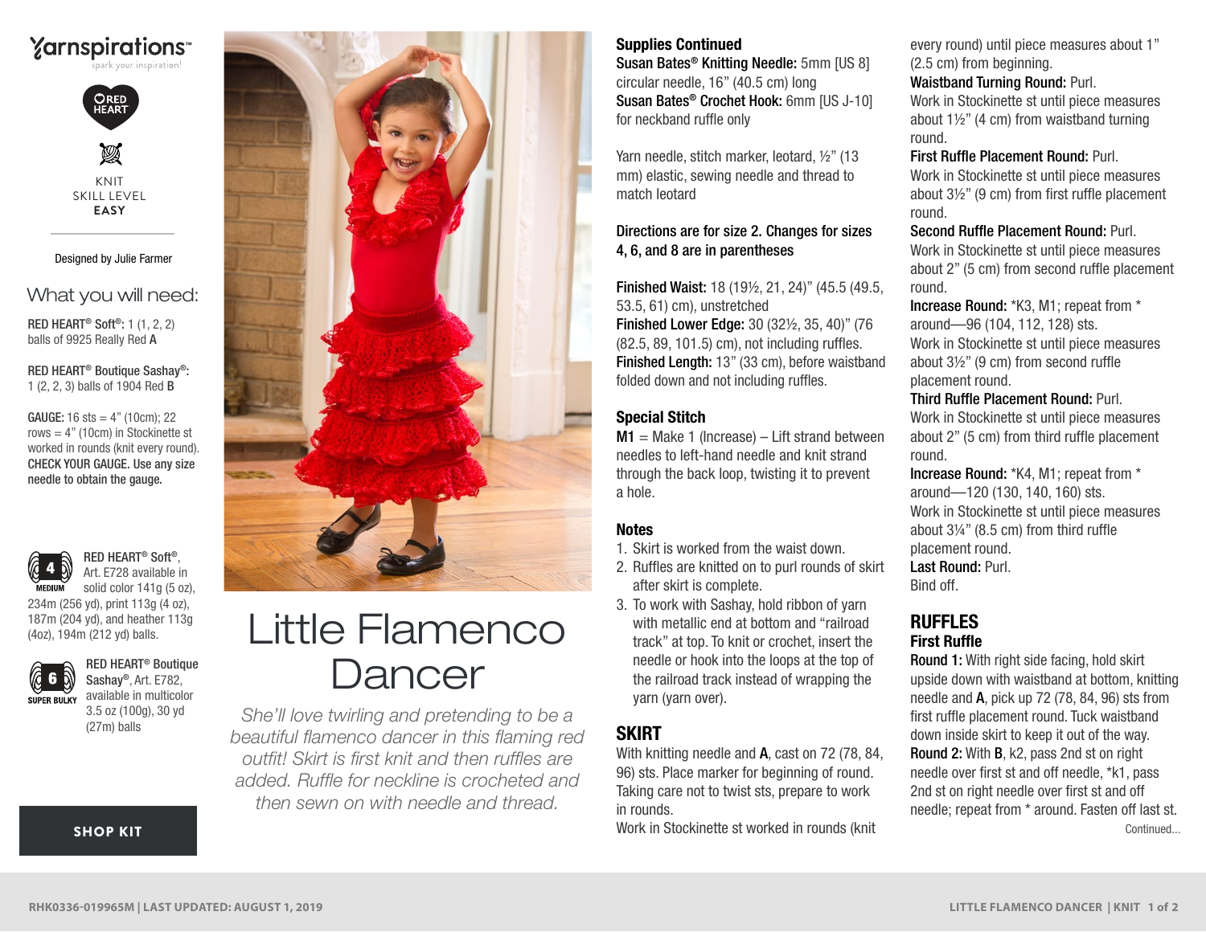Yarnspirations
spark your inspiration!

RED HEART

KNIT
SKILL LEVEL
**EASY**

Designed by Julie Farmer

## What you will need:

**RED HEART® Soft®:** 1 (1, 2, 2) balls of 9925 Really Red **A**

**RED HEART® Boutique Sashay®:** 1 (2, 2, 3) balls of 1904 Red **B**

**GAUGE:** 16 sts = 4" (10cm); 22 rows = 4" (10cm) in Stockinette st worked in rounds (knit every round). **CHECK YOUR GAUGE. Use any size needle to obtain the gauge.**

4 MEDIUM — **RED HEART® Soft®**, Art. E728 available in solid color 141g (5 oz), 234m (256 yd), print 113g (4 oz), 187m (204 yd), and heather 113g (4oz), 194m (212 yd) balls.

6 SUPER BULKY — **RED HEART® Boutique Sashay®**, Art. E782, available in multicolor 3.5 oz (100g), 30 yd (27m) balls

SHOP KIT

# Little Flamenco Dancer

*She'll love twirling and pretending to be a beautiful flamenco dancer in this flaming red outfit! Skirt is first knit and then ruffles are added. Ruffle for neckline is crocheted and then sewn on with needle and thread.*

**Supplies Continued**

**Susan Bates® Knitting Needle:** 5mm [US 8] circular needle, 16" (40.5 cm) long

**Susan Bates® Crochet Hook:** 6mm [US J-10] for neckband ruffle only

Yarn needle, stitch marker, leotard, ½" (13 mm) elastic, sewing needle and thread to match leotard

**Directions are for size 2. Changes for sizes 4, 6, and 8 are in parentheses**

**Finished Waist:** 18 (19½, 21, 24)" (45.5 (49.5, 53.5, 61) cm), unstretched

**Finished Lower Edge:** 30 (32½, 35, 40)" (76 (82.5, 89, 101.5) cm), not including ruffles.

**Finished Length:** 13" (33 cm), before waistband folded down and not including ruffles.

**Special Stitch**

**M1** = Make 1 (Increase) – Lift strand between needles to left-hand needle and knit strand through the back loop, twisting it to prevent a hole.

**Notes**

1. Skirt is worked from the waist down.
2. Ruffles are knitted on to purl rounds of skirt after skirt is complete.
3. To work with Sashay, hold ribbon of yarn with metallic end at bottom and "railroad track" at top. To knit or crochet, insert the needle or hook into the loops at the top of the railroad track instead of wrapping the yarn (yarn over).

## SKIRT

With knitting needle and **A**, cast on 72 (78, 84, 96) sts. Place marker for beginning of round. Taking care not to twist sts, prepare to work in rounds.

Work in Stockinette st worked in rounds (knit every round) until piece measures about 1" (2.5 cm) from beginning.

**Waistband Turning Round:** Purl.

Work in Stockinette st until piece measures about 1½" (4 cm) from waistband turning round.

**First Ruffle Placement Round:** Purl.

Work in Stockinette st until piece measures about 3½" (9 cm) from first ruffle placement round.

**Second Ruffle Placement Round:** Purl.

Work in Stockinette st until piece measures about 2" (5 cm) from second ruffle placement round.

**Increase Round:** *K3, M1; repeat from * around—96 (104, 112, 128) sts.

Work in Stockinette st until piece measures about 3½" (9 cm) from second ruffle placement round.

**Third Ruffle Placement Round:** Purl.

Work in Stockinette st until piece measures about 2" (5 cm) from third ruffle placement round.

**Increase Round:** *K4, M1; repeat from * around—120 (130, 140, 160) sts.

Work in Stockinette st until piece measures about 3¼" (8.5 cm) from third ruffle placement round.

**Last Round:** Purl.

Bind off.

## RUFFLES

**First Ruffle**

**Round 1:** With right side facing, hold skirt upside down with waistband at bottom, knitting needle and **A**, pick up 72 (78, 84, 96) sts from first ruffle placement round. Tuck waistband down inside skirt to keep it out of the way.

**Round 2:** With **B**, k2, pass 2nd st on right needle over first st and off needle, *k1, pass 2nd st on right needle over first st and off needle; repeat from * around. Fasten off last st.

Continued...

RHK0336-019965M | LAST UPDATED: AUGUST 1, 2019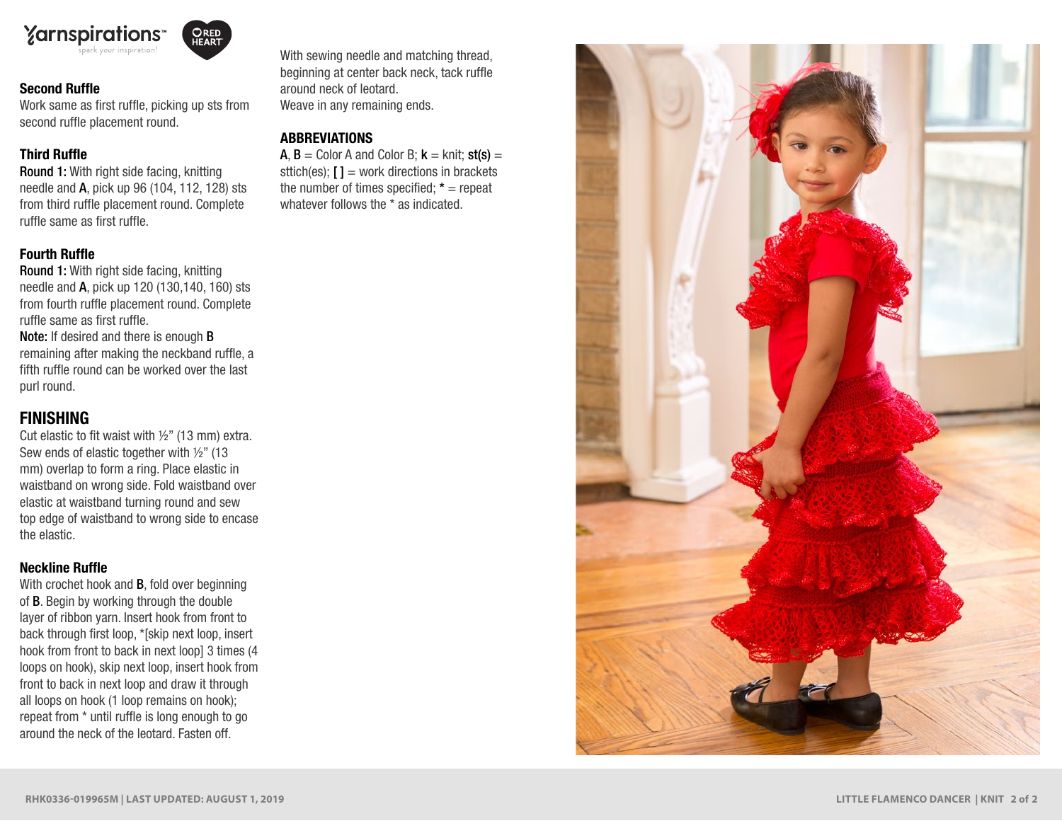### Second Ruffle

Work same as first ruffle, picking up sts from second ruffle placement round.

### Third Ruffle

**Round 1:** With right side facing, knitting needle and **A**, pick up 96 (104, 112, 128) sts from third ruffle placement round. Complete ruffle same as first ruffle.

### Fourth Ruffle

**Round 1:** With right side facing, knitting needle and **A**, pick up 120 (130,140, 160) sts from fourth ruffle placement round. Complete ruffle same as first ruffle.

**Note:** If desired and there is enough **B** remaining after making the neckband ruffle, a fifth ruffle round can be worked over the last purl round.

## FINISHING

Cut elastic to fit waist with ½" (13 mm) extra. Sew ends of elastic together with ½" (13 mm) overlap to form a ring. Place elastic in waistband on wrong side. Fold waistband over elastic at waistband turning round and sew top edge of waistband to wrong side to encase the elastic.

### Neckline Ruffle

With crochet hook and **B**, fold over beginning of **B**. Begin by working through the double layer of ribbon yarn. Insert hook from front to back through first loop, *[skip next loop, insert hook from front to back in next loop] 3 times (4 loops on hook), skip next loop, insert hook from front to back in next loop and draw it through all loops on hook (1 loop remains on hook); repeat from * until ruffle is long enough to go around the neck of the leotard. Fasten off.

With sewing needle and matching thread, beginning at center back neck, tack ruffle around neck of leotard.

Weave in any remaining ends.

### ABBREVIATIONS

**A**, **B** = Color A and Color B; **k** = knit; **st(s)** = sttich(es); **[ ]** = work directions in brackets the number of times specified; ***** = repeat whatever follows the * as indicated.